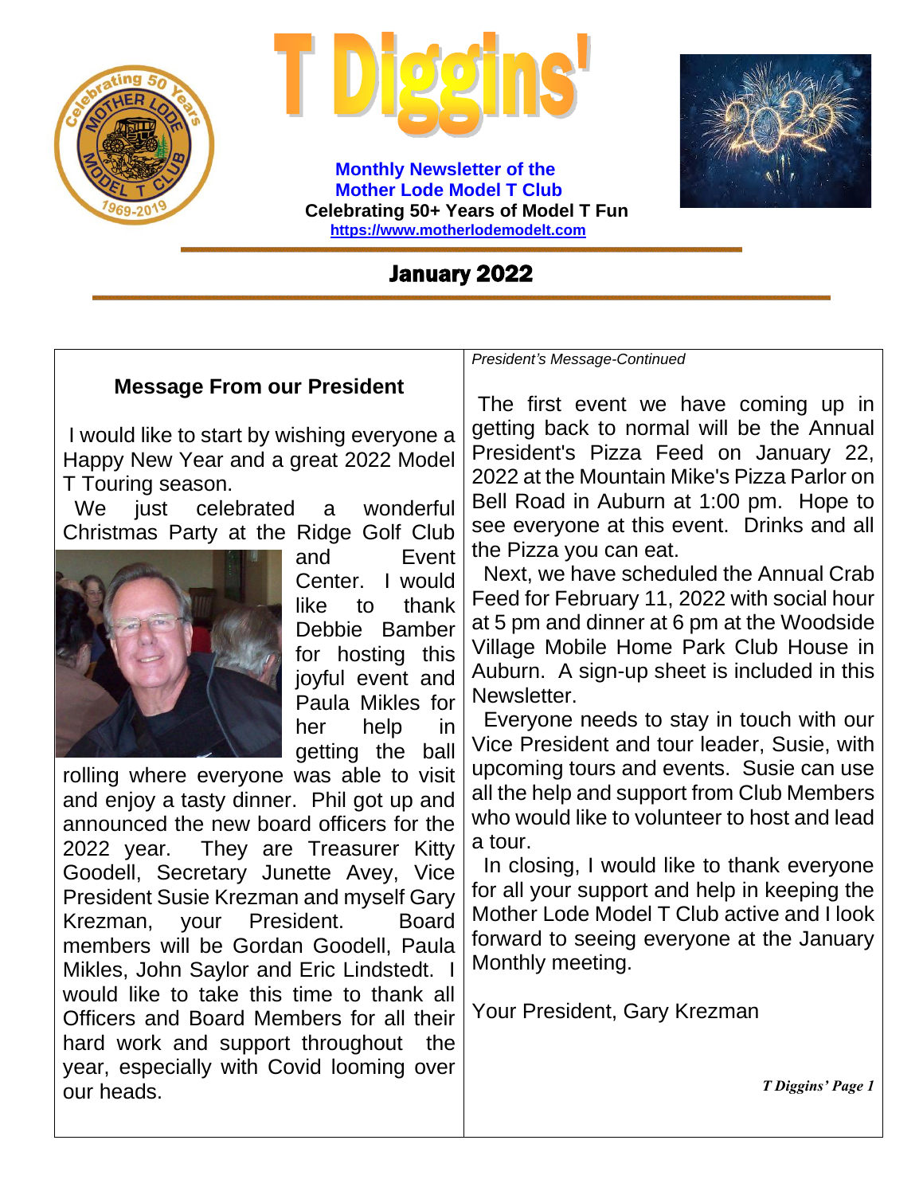# T Diggins'

**Monthly Newsletter of the Mother Lode Model T Club**

**Celebrating 50+ Years of Model T Fun**

**https://www.motherlodemodelt.com**

## January 2022

### Message From our President

I would like to start by wishing everyone a Happy New Year and a great 2022 Model T Touring season.

We just celebrated a wonderful Christmas Party at the Ridge Golf Club and Event Center. I would like to thank Debbie Bamber for hosting this joyful event and Paula Mikles for her help in getting the ball rolling where everyone was able to visit and enjoy a tasty dinner. Phil got up and announced the new board officers for the 2022 year. They are Treasurer Kitty Goodell, Secretary Junette Avey, Vice President Susie Krezman and myself Gary Krezman, your President. Board members will be Gordan Goodell, Paula Mikles, John Saylor and Eric Lindstedt. I would like to take this time to thank all Officers and Board Members for all their hard work and support throughout the year, especially with Covid looming over our heads.

*President's Message-Continued*

The first event we have coming up in getting back to normal will be the Annual President's Pizza Feed on January 22, 2022 at the Mountain Mike's Pizza Parlor on Bell Road in Auburn at 1:00 pm. Hope to see everyone at this event. Drinks and all the Pizza you can eat.

Next, we have scheduled the Annual Crab Feed for February 11, 2022 with social hour at 5 pm and dinner at 6 pm at the Woodside Village Mobile Home Park Club House in Auburn. A sign-up sheet is included in this Newsletter.

Everyone needs to stay in touch with our Vice President and tour leader, Susie, with upcoming tours and events. Susie can use all the help and support from Club Members who would like to volunteer to host and lead a tour.

In closing, I would like to thank everyone for all your support and help in keeping the Mother Lode Model T Club active and I look forward to seeing everyone at the January Monthly meeting.

Your President, Gary Krezman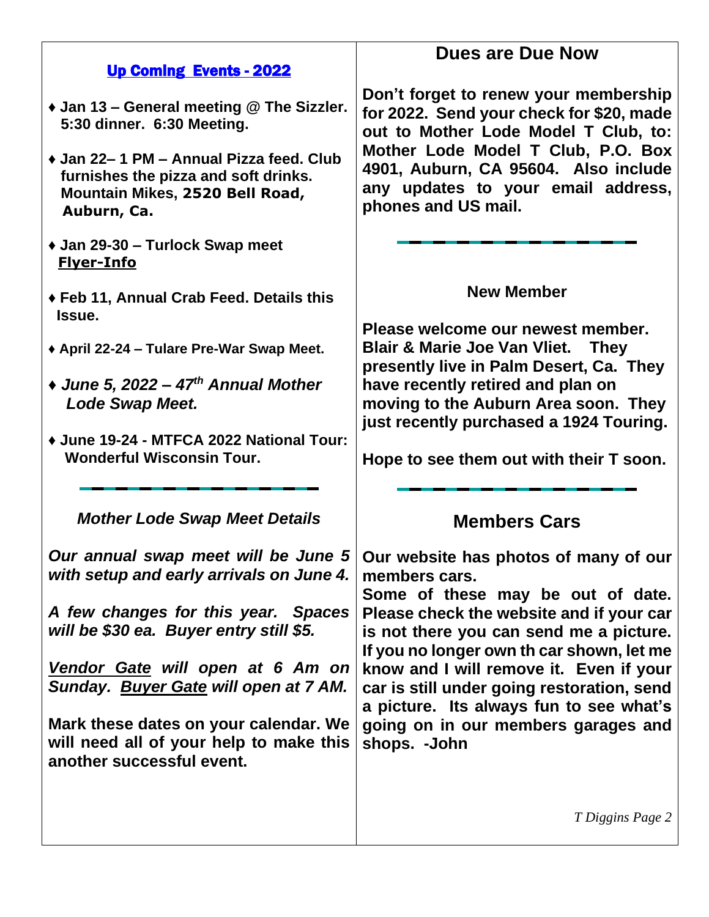## Up Coming Events - 2022

- **Jan 13 – General meeting @ The Sizzler. 5:30 dinner. 6:30 Meeting.**
- **Jan 22– 1 PM – Annual Pizza feed. Club furnishes the pizza and soft drinks. Mountain Mikes, 2520 Bell Road, Auburn, Ca.**
- **Jan 29-30 – Turlock Swap meet** **Flyer-Info**
- **Feb 11, Annual Crab Feed. Details this Issue.**
- **April 22-24 – Tulare Pre-War Swap Meet.**
- ***June 5, 2022 – 47th Annual Mother Lode Swap Meet.***
- **June 19-24 - MTFCA 2022 National Tour: Wonderful Wisconsin Tour.**

### *Mother Lode Swap Meet Details*

***Our annual swap meet will be June 5 with setup and early arrivals on June 4.***

***A few changes for this year. Spaces will be $30 ea. Buyer entry still $5.***

***Vendor Gate will open at 6 Am on Sunday. Buyer Gate will open at 7 AM.***

**Mark these dates on your calendar. We will need all of your help to make this another successful event.**

## Dues are Due Now

**Don't forget to renew your membership for 2022. Send your check for $20, made out to Mother Lode Model T Club, to: Mother Lode Model T Club, P.O. Box 4901, Auburn, CA 95604. Also include any updates to your email address, phones and US mail.**

### New Member

**Please welcome our newest member. Blair & Marie Joe Van Vliet. They presently live in Palm Desert, Ca. They have recently retired and plan on moving to the Auburn Area soon. They just recently purchased a 1924 Touring.**

**Hope to see them out with their T soon.**

## Members Cars

**Our website has photos of many of our members cars.**
**Some of these may be out of date. Please check the website and if your car is not there you can send me a picture. If you no longer own th car shown, let me know and I will remove it. Even if your car is still under going restoration, send a picture. Its always fun to see what's going on in our members garages and shops. -John**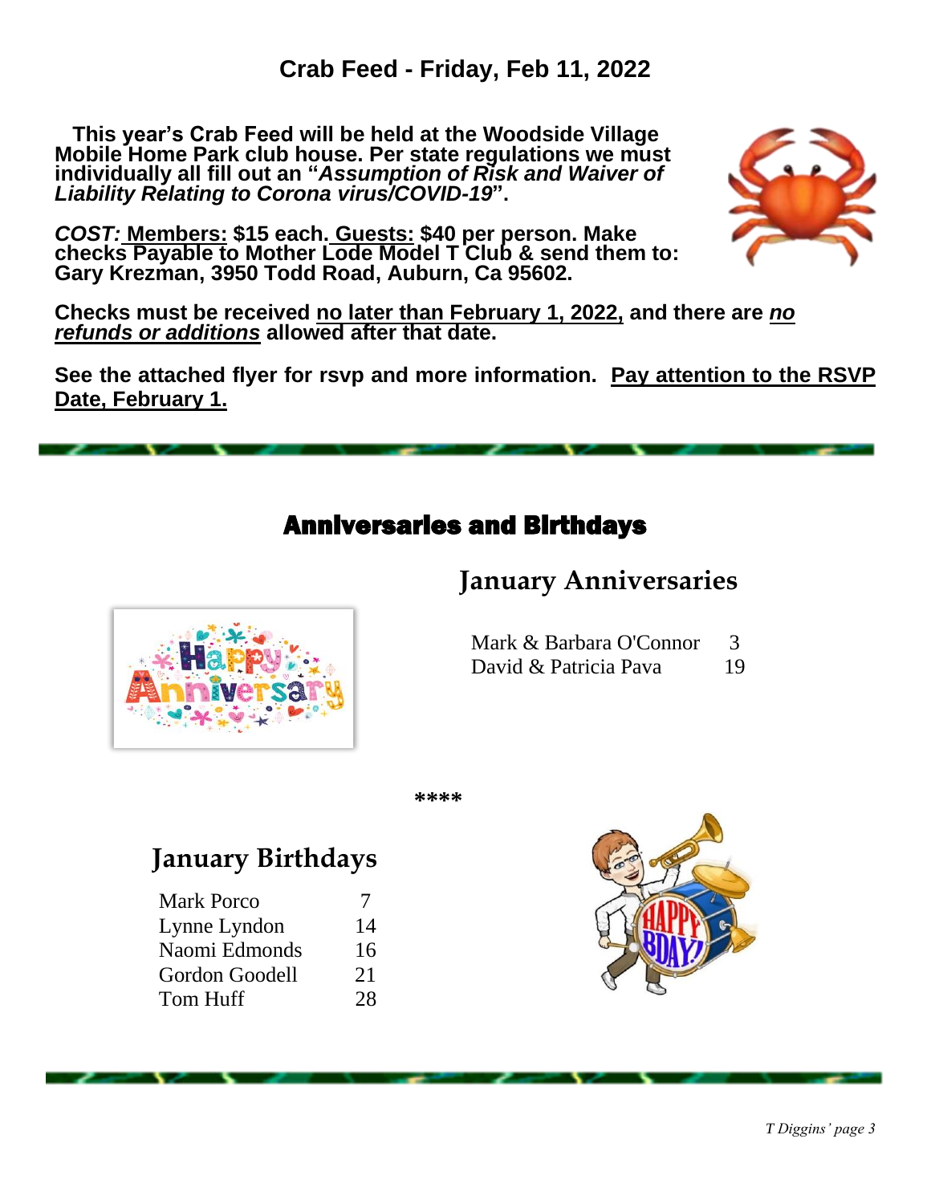## Crab Feed - Friday, Feb 11, 2022

**This year's Crab Feed will be held at the Woodside Village Mobile Home Park club house. Per state regulations we must individually all fill out an "*Assumption of Risk and Waiver of Liability Relating to Corona virus/COVID-19*".**

***COST:* <u>Members:</u> $15 each. <u>Guests:</u> $40 per person. Make checks Payable to Mother Lode Model T Club & send them to: Gary Krezman, 3950 Todd Road, Auburn, Ca 95602.**

**Checks must be received <u>no later than February 1, 2022,</u> and there are *<u>no refunds or additions</u>* allowed after that date.**

**See the attached flyer for rsvp and more information. <u>Pay attention to the RSVP Date, February 1.</u>**

## Anniversaries and Birthdays

### January Anniversaries

| | |
|---|---|
| Mark & Barbara O'Connor | 3 |
| David & Patricia Pava | 19 |

****

### January Birthdays

| | |
|---|---|
| Mark Porco | 7 |
| Lynne Lyndon | 14 |
| Naomi Edmonds | 16 |
| Gordon Goodell | 21 |
| Tom Huff | 28 |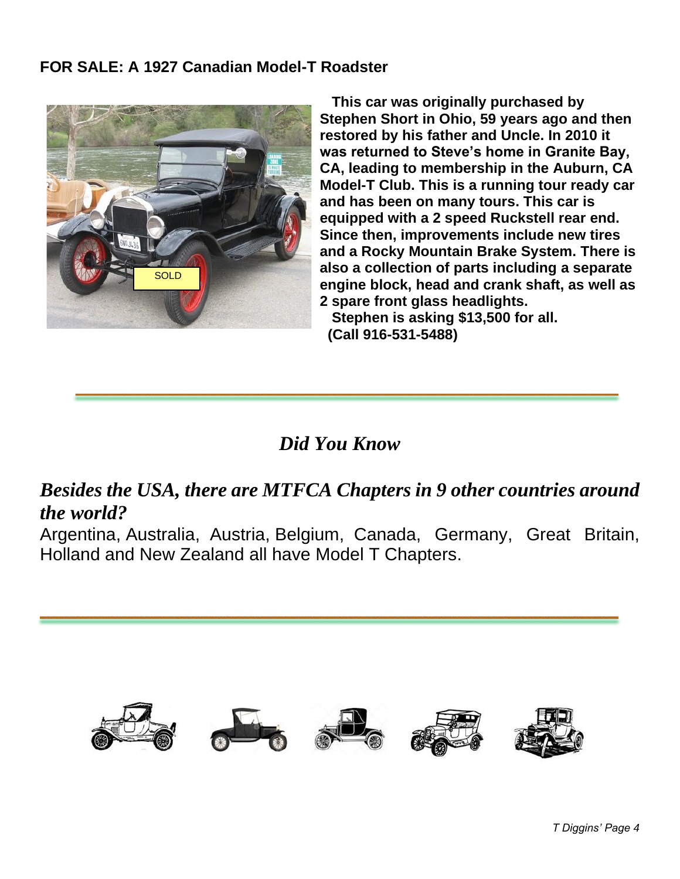**FOR SALE: A 1927 Canadian Model-T Roadster**

**This car was originally purchased by Stephen Short in Ohio, 59 years ago and then restored by his father and Uncle. In 2010 it was returned to Steve's home in Granite Bay, CA, leading to membership in the Auburn, CA Model-T Club. This is a running tour ready car and has been on many tours. This car is equipped with a 2 speed Ruckstell rear end. Since then, improvements include new tires and a Rocky Mountain Brake System. There is also a collection of parts including a separate engine block, head and crank shaft, as well as 2 spare front glass headlights.**

**Stephen is asking $13,500 for all.**

**(Call 916-531-5488)**

SOLD

---

## *Did You Know*

### *Besides the USA, there are MTFCA Chapters in 9 other countries around the world?*

Argentina, Australia, Austria, Belgium, Canada, Germany, Great Britain, Holland and New Zealand all have Model T Chapters.

---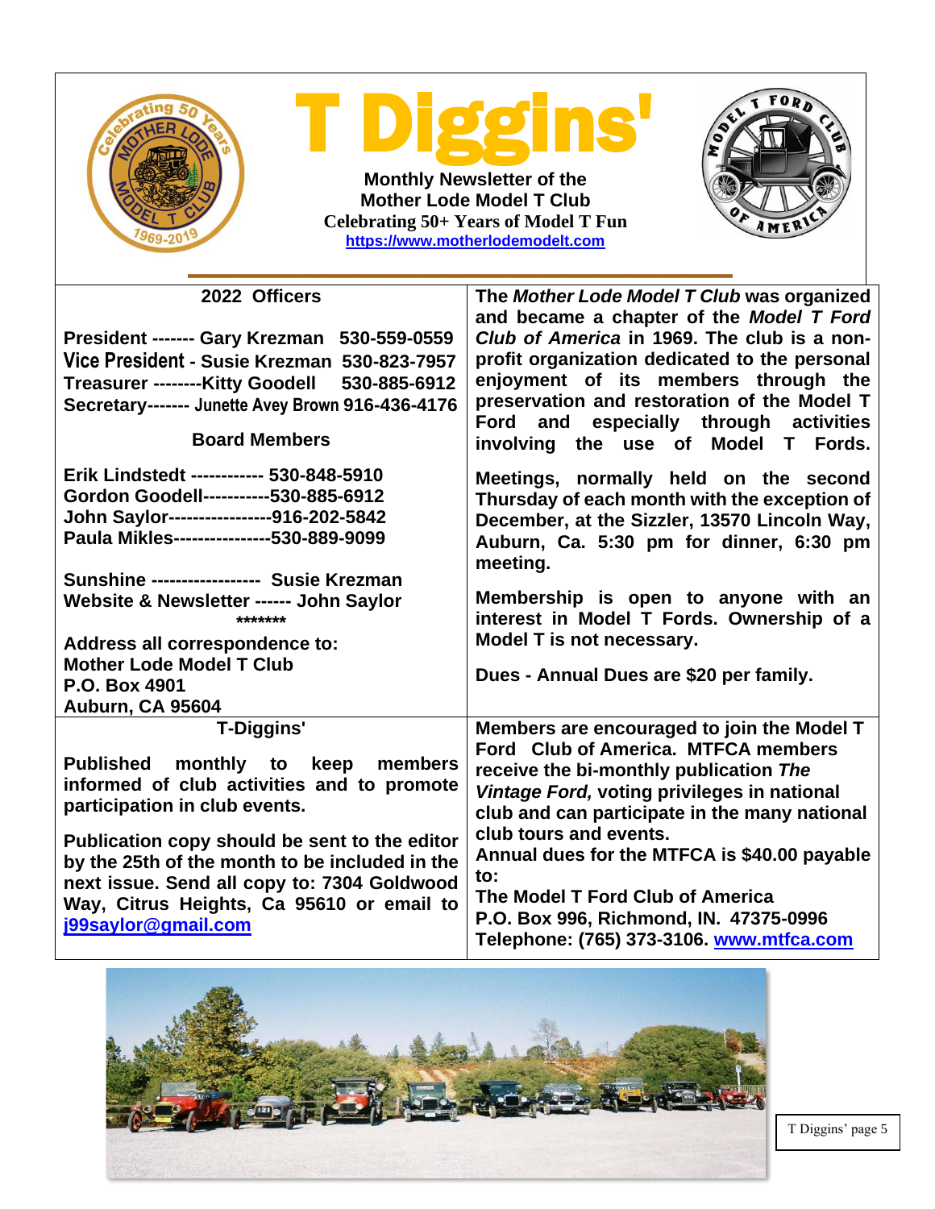# T Diggins'

**Monthly Newsletter of the Mother Lode Model T Club**
**Celebrating 50+ Years of Model T Fun**
[https://www.motherlodemodelt.com](https://www.motherlodemodelt.com)

## 2022 Officers

**President ------- Gary Krezman 530-559-0559**
**Vice President - Susie Krezman 530-823-7957**
**Treasurer --------Kitty Goodell 530-885-6912**
**Secretary------- Junette Avey Brown 916-436-4176**

### Board Members

**Erik Lindstedt ------------ 530-848-5910**
**Gordon Goodell-----------530-885-6912**
**John Saylor-----------------916-202-5842**
**Paula Mikles----------------530-889-9099**

**Sunshine ------------------ Susie Krezman**
**Website & Newsletter ------ John Saylor**

*******

**Address all correspondence to:**
**Mother Lode Model T Club**
**P.O. Box 4901**
**Auburn, CA 95604**

### T-Diggins'

**Published monthly to keep members informed of club activities and to promote participation in club events.**

**Publication copy should be sent to the editor by the 25th of the month to be included in the next issue. Send all copy to: 7304 Goldwood Way, Citrus Heights, Ca 95610 or email to [j99saylor@gmail.com](mailto:j99saylor@gmail.com)**

**The *Mother Lode Model T Club* was organized and became a chapter of the *Model T Ford Club of America* in 1969. The club is a non-profit organization dedicated to the personal enjoyment of its members through the preservation and restoration of the Model T Ford and especially through activities involving the use of Model T Fords.**

**Meetings, normally held on the second Thursday of each month with the exception of December, at the Sizzler, 13570 Lincoln Way, Auburn, Ca. 5:30 pm for dinner, 6:30 pm meeting.**

**Membership is open to anyone with an interest in Model T Fords. Ownership of a Model T is not necessary.**

**Dues - Annual Dues are $20 per family.**

**Members are encouraged to join the Model T Ford Club of America. MTFCA members receive the bi-monthly publication *The Vintage Ford,* voting privileges in national club and can participate in the many national club tours and events.**
**Annual dues for the MTFCA is $40.00 payable to:**
**The Model T Ford Club of America**
**P.O. Box 996, Richmond, IN. 47375-0996**
**Telephone: (765) 373-3106. [www.mtfca.com](http://www.mtfca.com)**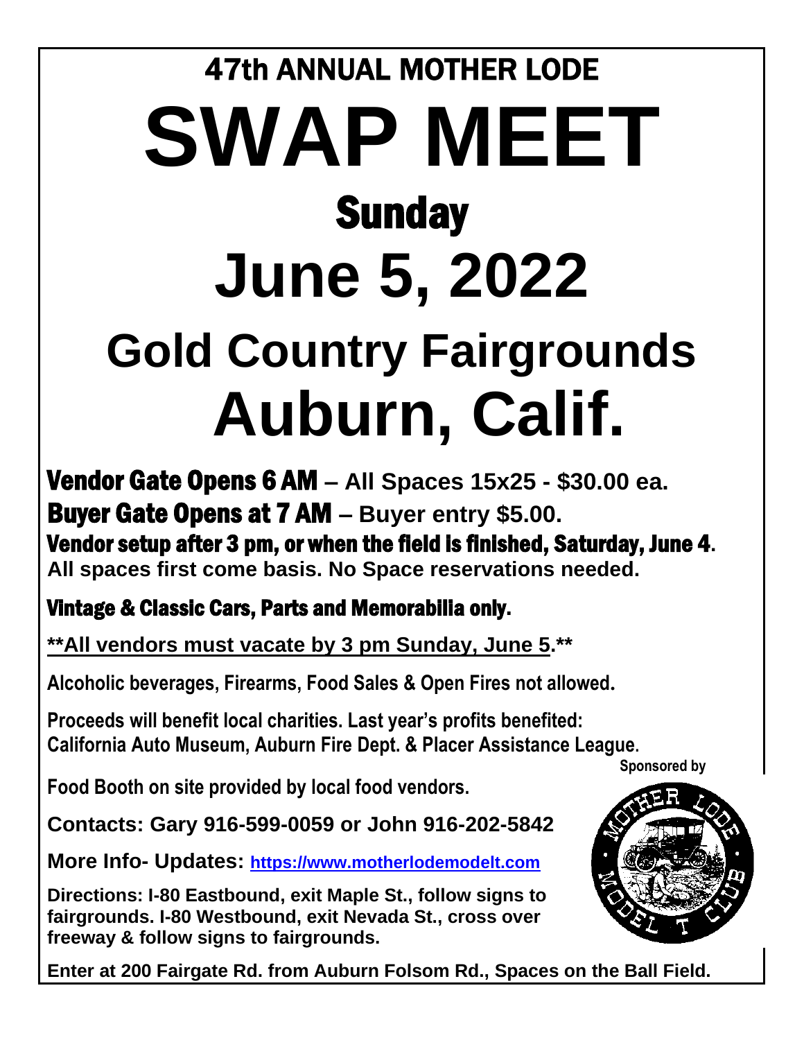# 47th ANNUAL MOTHER LODE

# SWAP MEET

## Sunday

# June 5, 2022

# Gold Country Fairgrounds

# Auburn, Calif.

**Vendor Gate Opens 6 AM – All Spaces 15x25 - $30.00 ea.**

**Buyer Gate Opens at 7 AM – Buyer entry $5.00.**

**Vendor setup after 3 pm, or when the field is finished, Saturday, June 4.**

**All spaces first come basis. No Space reservations needed.**

**Vintage & Classic Cars, Parts and Memorabilia only.**

**\*\*<u>All vendors must vacate by 3 pm Sunday, June 5</u>.\*\***

**Alcoholic beverages, Firearms, Food Sales & Open Fires not allowed.**

**Proceeds will benefit local charities. Last year's profits benefited: California Auto Museum, Auburn Fire Dept. & Placer Assistance League.**

**Sponsored by**

**Food Booth on site provided by local food vendors.**

**Contacts: Gary 916-599-0059 or John 916-202-5842**

**More Info- Updates: [https://www.motherlodemodelt.com](https://www.motherlodemodelt.com)**

MOTHER LODE • MODEL T CLUB

**Directions: I-80 Eastbound, exit Maple St., follow signs to fairgrounds. I-80 Westbound, exit Nevada St., cross over freeway & follow signs to fairgrounds.**

**Enter at 200 Fairgate Rd. from Auburn Folsom Rd., Spaces on the Ball Field.**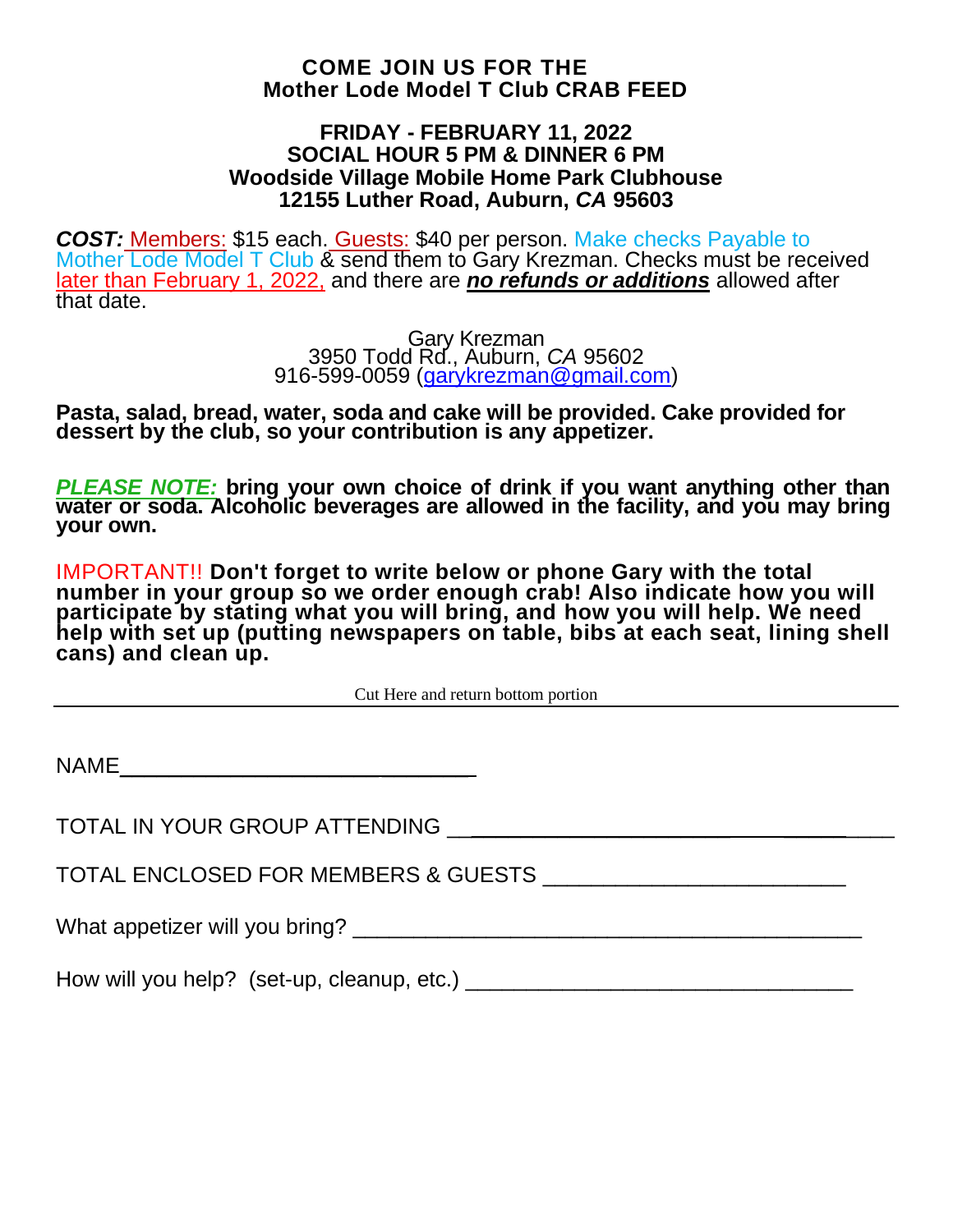**COME JOIN US FOR THE**
**Mother Lode Model T Club CRAB FEED**

**FRIDAY - FEBRUARY 11, 2022**
**SOCIAL HOUR 5 PM & DINNER 6 PM**
**Woodside Village Mobile Home Park Clubhouse**
**12155 Luther Road, Auburn, *CA* 95603**

***COST:*** Members: $15 each. Guests: $40 per person. Make checks Payable to Mother Lode Model T Club & send them to Gary Krezman. Checks must be received later than February 1, 2022, and there are ***no refunds or additions*** allowed after that date.

Gary Krezman
3950 Todd Rd., Auburn, *CA* 95602
916-599-0059 (garykrezman@gmail.com)

**Pasta, salad, bread, water, soda and cake will be provided. Cake provided for dessert by the club, so your contribution is any appetizer.**

***PLEASE NOTE:*** **bring your own choice of drink if you want anything other than water or soda. Alcoholic beverages are allowed in the facility, and you may bring your own.**

IMPORTANT!! **Don't forget to write below or phone Gary with the total number in your group so we order enough crab! Also indicate how you will participate by stating what you will bring, and how you will help. We need help with set up (putting newspapers on table, bibs at each seat, lining shell cans) and clean up.**

Cut Here and return bottom portion

---

NAME________________________________

TOTAL IN YOUR GROUP ATTENDING ________________________________________

TOTAL ENCLOSED FOR MEMBERS & GUESTS ________________________

What appetizer will you bring? _________________________________________

How will you help? (set-up, cleanup, etc.) _______________________________